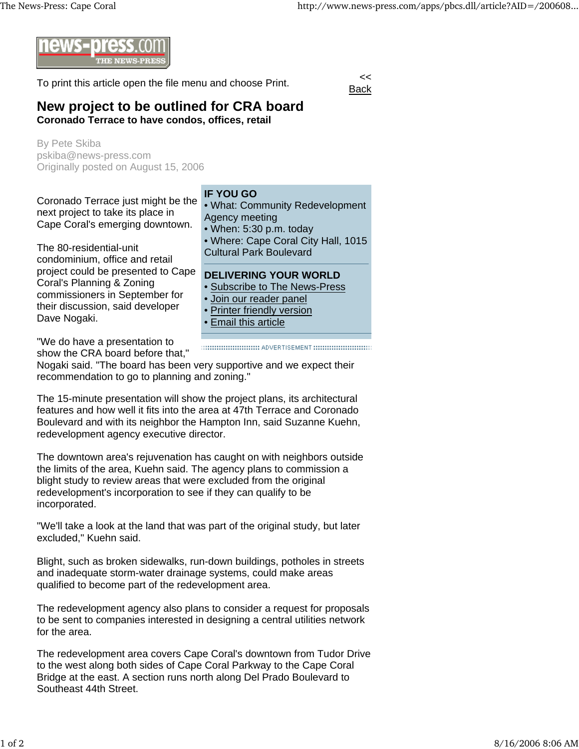news-press.com THE NEWS-PRESS

To print this article open the file menu and choose Print.

<< Back

# New project to be outlined for CRA board

**Coronado Terrace to have condos, offices, retail**

By Pete Skiba
pskiba@news-press.com
Originally posted on August 15, 2006

Coronado Terrace just might be the next project to take its place in Cape Coral's emerging downtown.

The 80-residential-unit condominium, office and retail project could be presented to Cape Coral's Planning & Zoning commissioners in September for their discussion, said developer Dave Nogaki.

"We do have a presentation to show the CRA board before that," Nogaki said. "The board has been very supportive and we expect their recommendation to go to planning and zoning."

The 15-minute presentation will show the project plans, its architectural features and how well it fits into the area at 47th Terrace and Coronado Boulevard and with its neighbor the Hampton Inn, said Suzanne Kuehn, redevelopment agency executive director.

The downtown area's rejuvenation has caught on with neighbors outside the limits of the area, Kuehn said. The agency plans to commission a blight study to review areas that were excluded from the original redevelopment's incorporation to see if they can qualify to be incorporated.

"We'll take a look at the land that was part of the original study, but later excluded," Kuehn said.

Blight, such as broken sidewalks, run-down buildings, potholes in streets and inadequate storm-water drainage systems, could make areas qualified to become part of the redevelopment area.

The redevelopment agency also plans to consider a request for proposals to be sent to companies interested in designing a central utilities network for the area.

The redevelopment area covers Cape Coral's downtown from Tudor Drive to the west along both sides of Cape Coral Parkway to the Cape Coral Bridge at the east. A section runs north along Del Prado Boulevard to Southeast 44th Street.

**IF YOU GO**

- What: Community Redevelopment Agency meeting
- When: 5:30 p.m. today
- Where: Cape Coral City Hall, 1015 Cultural Park Boulevard

**DELIVERING YOUR WORLD**

- Subscribe to The News-Press
- Join our reader panel
- Printer friendly version
- Email this article

ADVERTISEMENT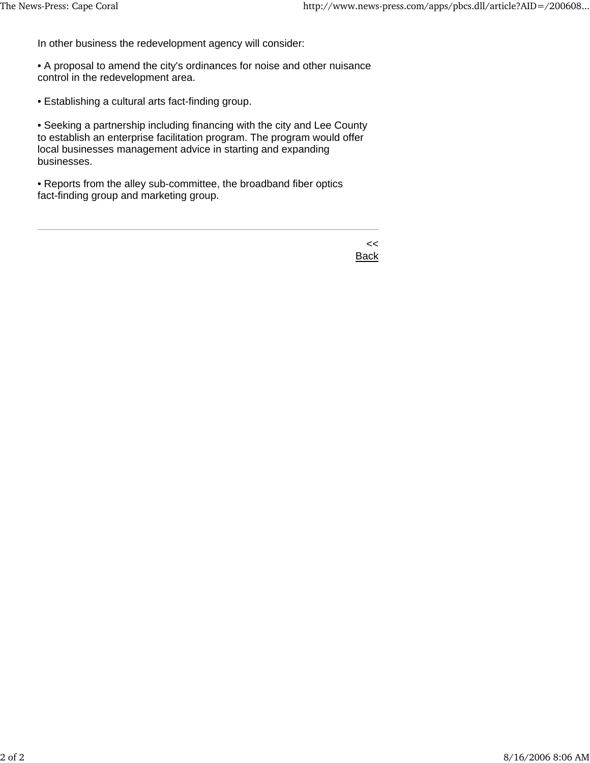In other business the redevelopment agency will consider:

• A proposal to amend the city's ordinances for noise and other nuisance control in the redevelopment area.

• Establishing a cultural arts fact-finding group.

• Seeking a partnership including financing with the city and Lee County to establish an enterprise facilitation program. The program would offer local businesses management advice in starting and expanding businesses.

• Reports from the alley sub-committee, the broadband fiber optics fact-finding group and marketing group.

---

<< Back